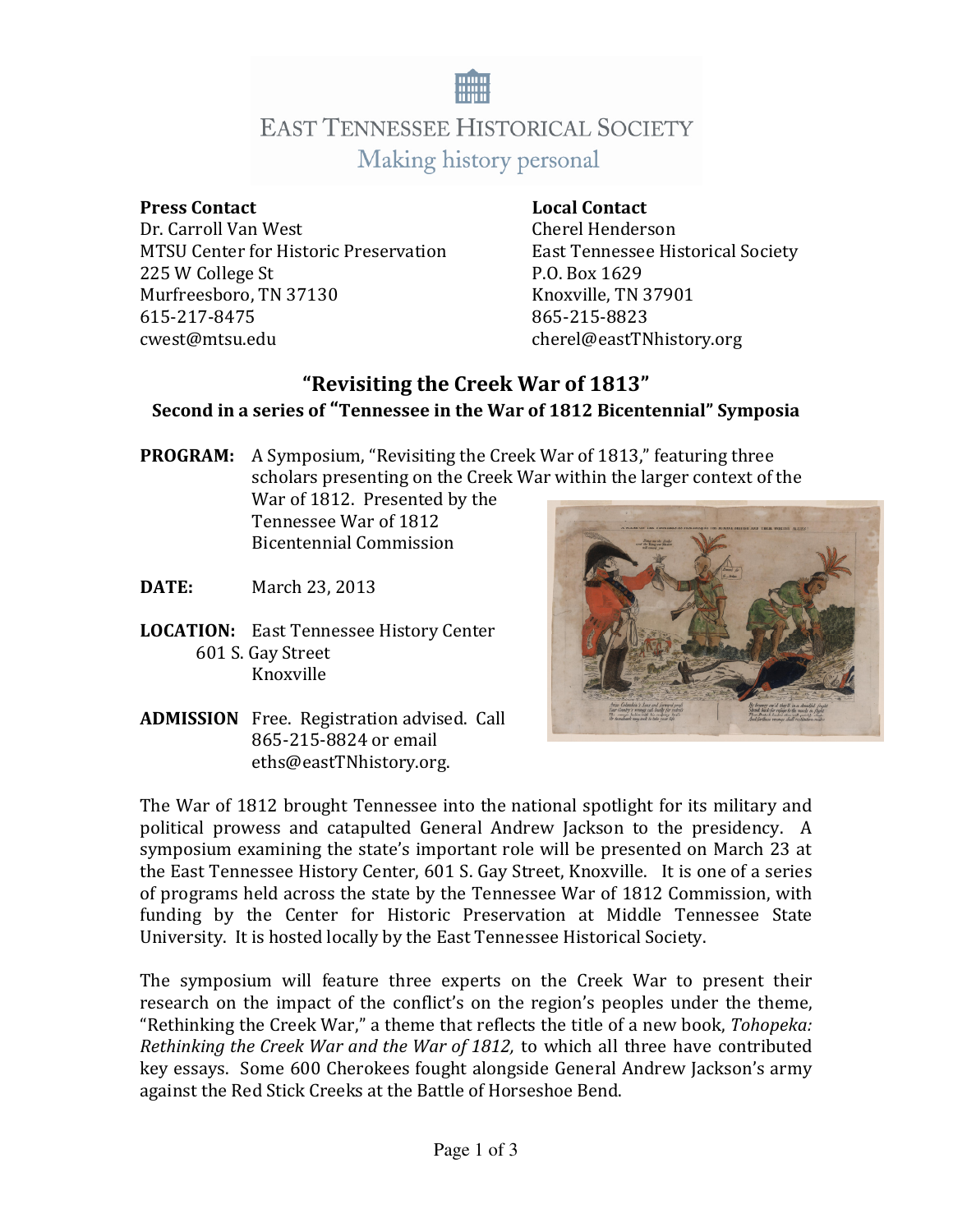# EAST TENNESSEE HISTORICAL SOCIETY

Making history personal

**Press Contact**
Dr. Carroll Van West
MTSU Center for Historic Preservation
225 W College St
Murfreesboro, TN 37130
615-217-8475
cwest@mtsu.edu

**Local Contact**
Cherel Henderson
East Tennessee Historical Society
P.O. Box 1629
Knoxville, TN 37901
865-215-8823
cherel@eastTNhistory.org

## "Revisiting the Creek War of 1813"

### Second in a series of "Tennessee in the War of 1812 Bicentennial" Symposia

**PROGRAM:** A Symposium, "Revisiting the Creek War of 1813," featuring three scholars presenting on the Creek War within the larger context of the War of 1812. Presented by the Tennessee War of 1812 Bicentennial Commission

**DATE:** March 23, 2013

**LOCATION:** East Tennessee History Center
601 S. Gay Street
Knoxville

**ADMISSION** Free. Registration advised. Call 865-215-8824 or email eths@eastTNhistory.org.

The War of 1812 brought Tennessee into the national spotlight for its military and political prowess and catapulted General Andrew Jackson to the presidency. A symposium examining the state's important role will be presented on March 23 at the East Tennessee History Center, 601 S. Gay Street, Knoxville. It is one of a series of programs held across the state by the Tennessee War of 1812 Commission, with funding by the Center for Historic Preservation at Middle Tennessee State University. It is hosted locally by the East Tennessee Historical Society.

The symposium will feature three experts on the Creek War to present their research on the impact of the conflict's on the region's peoples under the theme, "Rethinking the Creek War," a theme that reflects the title of a new book, *Tohopeka: Rethinking the Creek War and the War of 1812,* to which all three have contributed key essays. Some 600 Cherokees fought alongside General Andrew Jackson's army against the Red Stick Creeks at the Battle of Horseshoe Bend.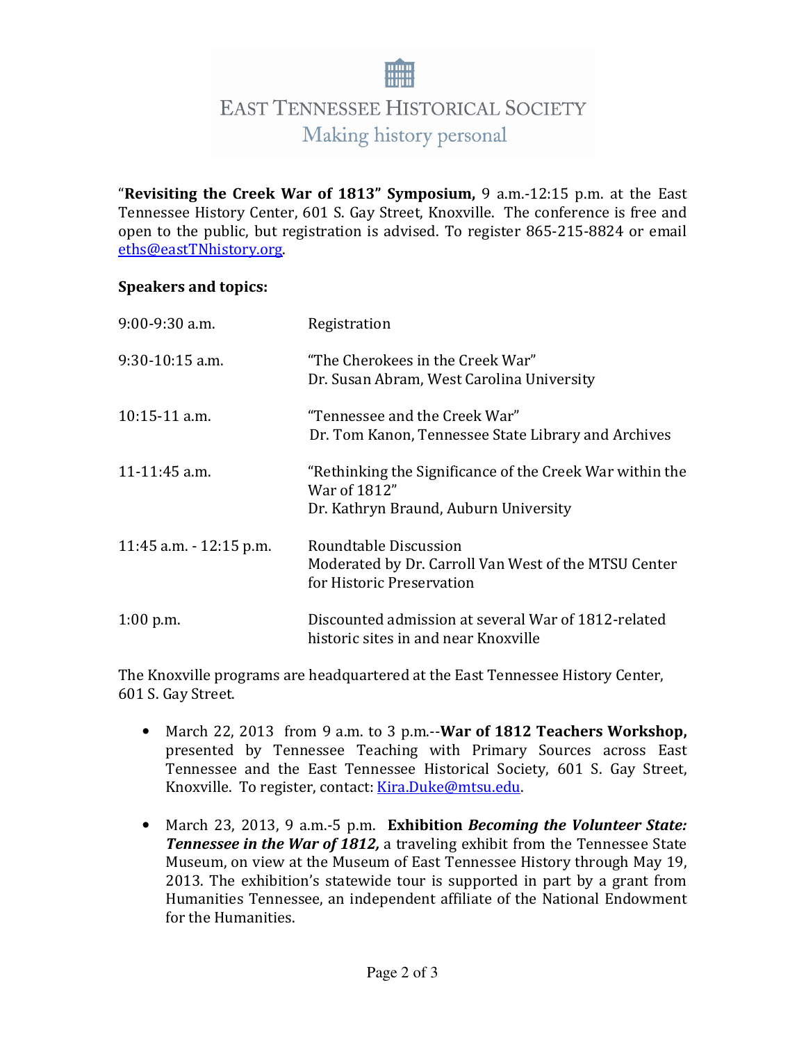# EAST TENNESSEE HISTORICAL SOCIETY

Making history personal

"**Revisiting the Creek War of 1813" Symposium,** 9 a.m.-12:15 p.m. at the East Tennessee History Center, 601 S. Gay Street, Knoxville. The conference is free and open to the public, but registration is advised. To register 865-215-8824 or email eths@eastTNhistory.org.

**Speakers and topics:**

| | |
|---|---|
| 9:00-9:30 a.m. | Registration |
| 9:30-10:15 a.m. | "The Cherokees in the Creek War"<br>Dr. Susan Abram, West Carolina University |
| 10:15-11 a.m. | "Tennessee and the Creek War"<br>Dr. Tom Kanon, Tennessee State Library and Archives |
| 11-11:45 a.m. | "Rethinking the Significance of the Creek War within the War of 1812"<br>Dr. Kathryn Braund, Auburn University |
| 11:45 a.m. - 12:15 p.m. | Roundtable Discussion<br>Moderated by Dr. Carroll Van West of the MTSU Center for Historic Preservation |
| 1:00 p.m. | Discounted admission at several War of 1812-related historic sites in and near Knoxville |

The Knoxville programs are headquartered at the East Tennessee History Center, 601 S. Gay Street.

- March 22, 2013 from 9 a.m. to 3 p.m.--**War of 1812 Teachers Workshop,** presented by Tennessee Teaching with Primary Sources across East Tennessee and the East Tennessee Historical Society, 601 S. Gay Street, Knoxville. To register, contact: Kira.Duke@mtsu.edu.

- March 23, 2013, 9 a.m.-5 p.m. **Exhibition *Becoming the Volunteer State: Tennessee in the War of 1812,*** a traveling exhibit from the Tennessee State Museum, on view at the Museum of East Tennessee History through May 19, 2013. The exhibition's statewide tour is supported in part by a grant from Humanities Tennessee, an independent affiliate of the National Endowment for the Humanities.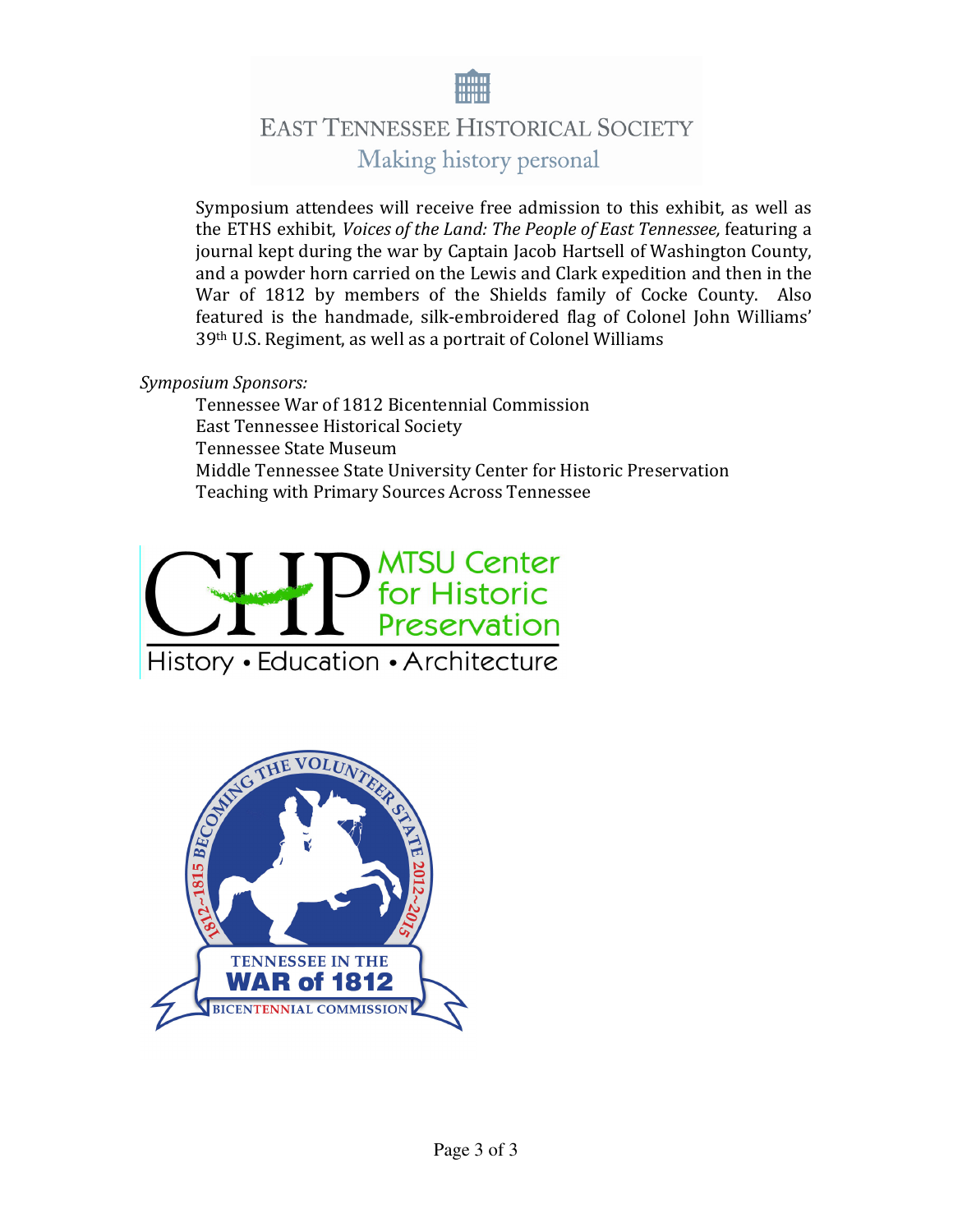EAST TENNESSEE HISTORICAL SOCIETY

Making history personal

Symposium attendees will receive free admission to this exhibit, as well as the ETHS exhibit, *Voices of the Land: The People of East Tennessee,* featuring a journal kept during the war by Captain Jacob Hartsell of Washington County, and a powder horn carried on the Lewis and Clark expedition and then in the War of 1812 by members of the Shields family of Cocke County. Also featured is the handmade, silk-embroidered flag of Colonel John Williams' 39th U.S. Regiment, as well as a portrait of Colonel Williams

*Symposium Sponsors:*

Tennessee War of 1812 Bicentennial Commission
East Tennessee Historical Society
Tennessee State Museum
Middle Tennessee State University Center for Historic Preservation
Teaching with Primary Sources Across Tennessee

CHP MTSU Center for Historic Preservation

History • Education • Architecture

BECOMING THE VOLUNTEER STATE 1812~1815 2012~2015

TENNESSEE IN THE WAR of 1812 BICENTENNIAL COMMISSION